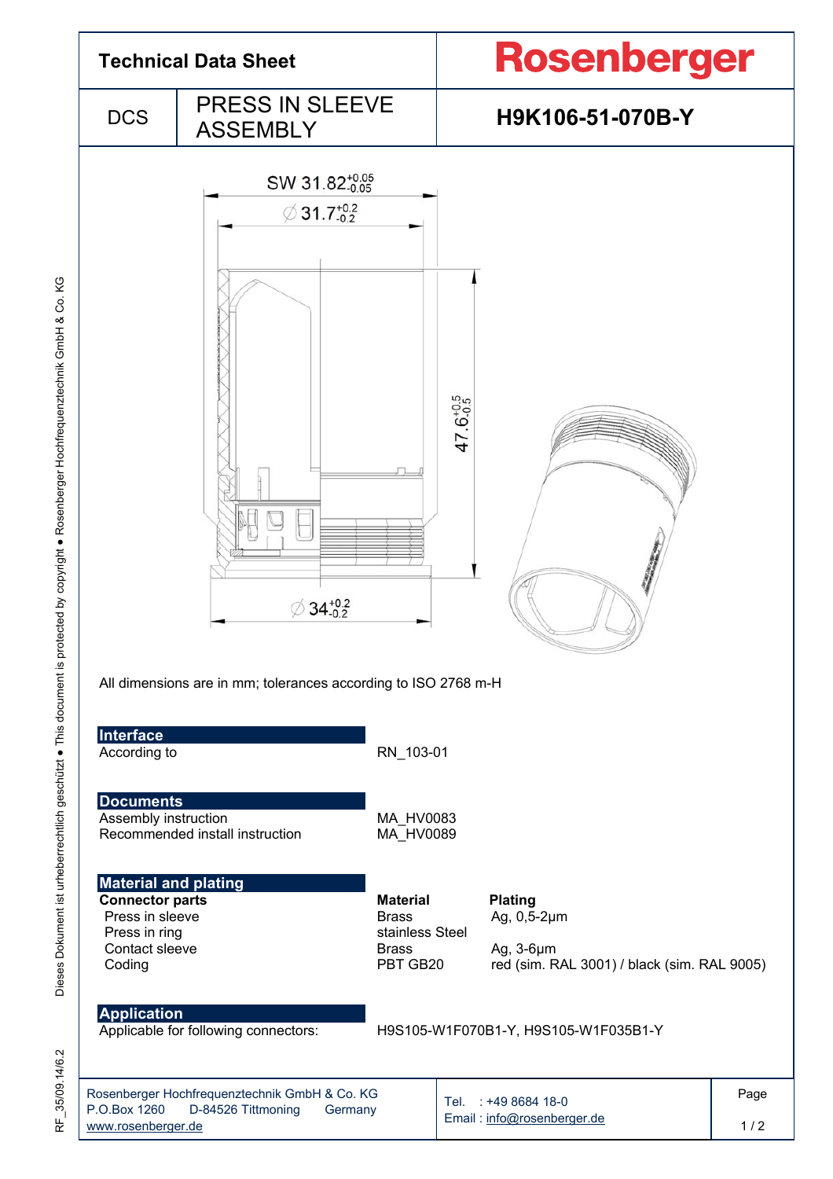# Technical Data Sheet

**Rosenberger**

| DCS | PRESS IN SLEEVE ASSEMBLY | **H9K106-51-070B-Y** |
|---|---|---|

SW $31.82^{+0.05}_{-0.05}$

∅ $31.7^{+0.2}_{-0.2}$

$47.6^{+0.5}_{-0.5}$

∅ $34^{+0.2}_{-0.2}$

All dimensions are in mm; tolerances according to ISO 2768 m-H

## Interface

| | |
|---|---|
| According to | RN_103-01 |

## Documents

| | |
|---|---|
| Assembly instruction | MA_HV0083 |
| Recommended install instruction | MA_HV0089 |

## Material and plating

| **Connector parts** | **Material** | **Plating** |
|---|---|---|
| Press in sleeve | Brass | Ag, 0,5-2µm |
| Press in ring | stainless Steel | |
| Contact sleeve | Brass | Ag, 3-6µm |
| Coding | PBT GB20 | red (sim. RAL 3001) / black (sim. RAL 9005) |

## Application

| | |
|---|---|
| Applicable for following connectors: | H9S105-W1F070B1-Y, H9S105-W1F035B1-Y |

Rosenberger Hochfrequenztechnik GmbH & Co. KG
P.O.Box 1260 D-84526 Tittmoning Germany
www.rosenberger.de

Tel. : +49 8684 18-0
Email : info@rosenberger.de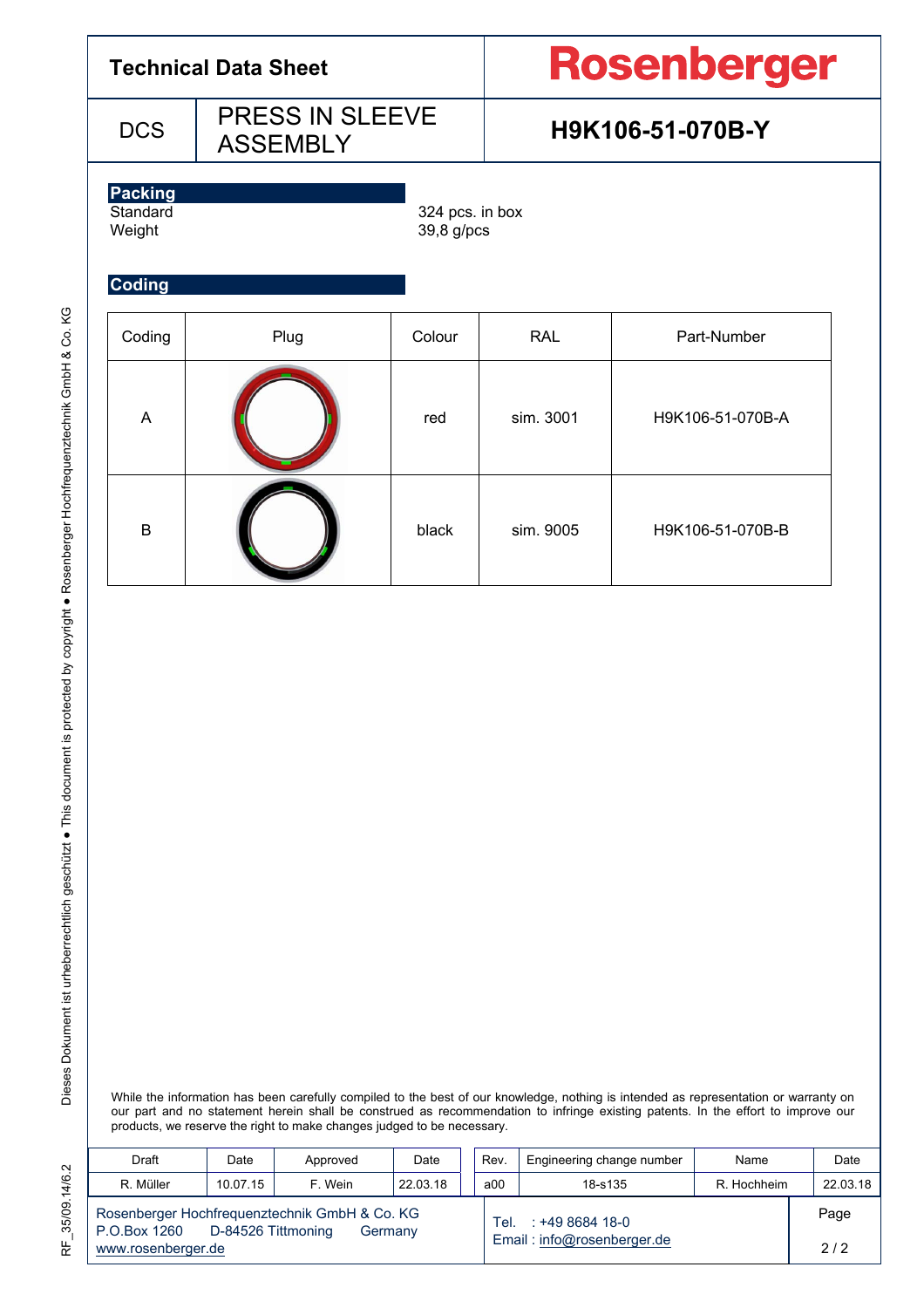# Technical Data Sheet

**Rosenberger**

| DCS | PRESS IN SLEEVE ASSEMBLY | **H9K106-51-070B-Y** |
|---|---|---|

## Packing

| | |
|---|---|
| Standard | 324 pcs. in box |
| Weight | 39,8 g/pcs |

## Coding

| Coding | Plug | Colour | RAL | Part-Number |
|---|---|---|---|---|
| A | | red | sim. 3001 | H9K106-51-070B-A |
| B | | black | sim. 9005 | H9K106-51-070B-B |

While the information has been carefully compiled to the best of our knowledge, nothing is intended as representation or warranty on our part and no statement herein shall be construed as recommendation to infringe existing patents. In the effort to improve our products, we reserve the right to make changes judged to be necessary.

| Draft | Date | Approved | Date | Rev. | Engineering change number | Name | Date |
|---|---|---|---|---|---|---|---|
| R. Müller | 10.07.15 | F. Wein | 22.03.18 | a00 | 18-s135 | R. Hochheim | 22.03.18 |

Rosenberger Hochfrequenztechnik GmbH & Co. KG
P.O.Box 1260 D-84526 Tittmoning Germany
www.rosenberger.de

Tel. : +49 8684 18-0
Email : info@rosenberger.de

Dieses Dokument ist urheberrechtlich geschützt ● This document is protected by copyright ● Rosenberger Hochfrequenztechnik GmbH & Co. KG

RF_35/09.14/6.2